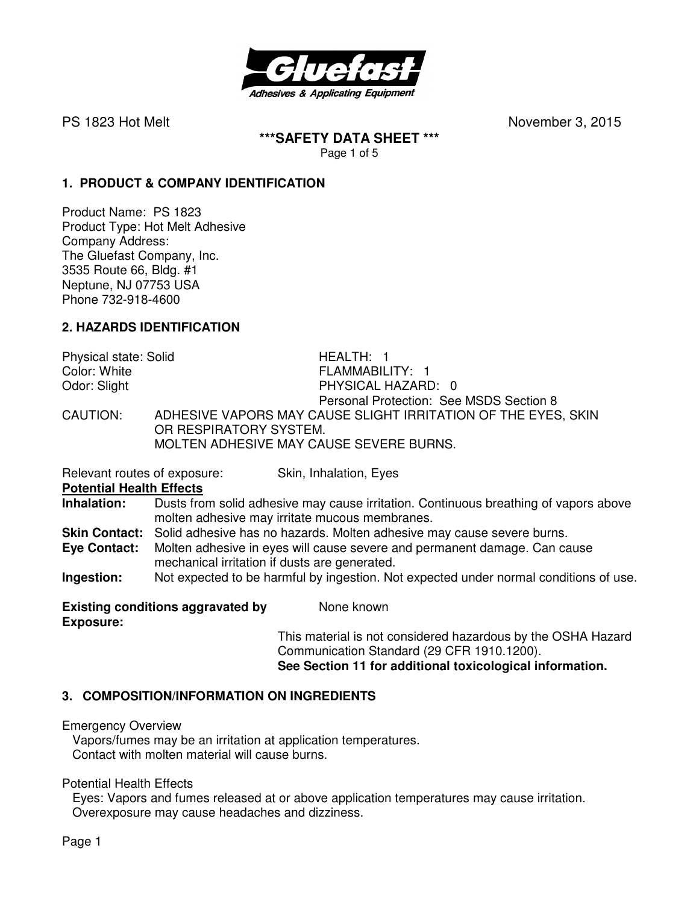PS 1823 Hot Melt November 3, 2015

# \*\*\*SAFETY DATA SHEET \*\*\*

## 1. PRODUCT & COMPANY IDENTIFICATION

Product Name: PS 1823
Product Type: Hot Melt Adhesive
Company Address:
The Gluefast Company, Inc.
3535 Route 66, Bldg. #1
Neptune, NJ 07753 USA
Phone 732-918-4600

## 2. HAZARDS IDENTIFICATION

Physical state: Solid
Color: White
Odor: Slight

HEALTH: 1
FLAMMABILITY: 1
PHYSICAL HAZARD: 0
Personal Protection: See MSDS Section 8

CAUTION: ADHESIVE VAPORS MAY CAUSE SLIGHT IRRITATION OF THE EYES, SKIN OR RESPIRATORY SYSTEM.
MOLTEN ADHESIVE MAY CAUSE SEVERE BURNS.

Relevant routes of exposure: Skin, Inhalation, Eyes

**Potential Health Effects**

**Inhalation:** Dusts from solid adhesive may cause irritation. Continuous breathing of vapors above molten adhesive may irritate mucous membranes.

**Skin Contact:** Solid adhesive has no hazards. Molten adhesive may cause severe burns.

**Eye Contact:** Molten adhesive in eyes will cause severe and permanent damage. Can cause mechanical irritation if dusts are generated.

**Ingestion:** Not expected to be harmful by ingestion. Not expected under normal conditions of use.

**Existing conditions aggravated by Exposure:** None known

This material is not considered hazardous by the OSHA Hazard Communication Standard (29 CFR 1910.1200).
**See Section 11 for additional toxicological information.**

## 3. COMPOSITION/INFORMATION ON INGREDIENTS

Emergency Overview
Vapors/fumes may be an irritation at application temperatures.
Contact with molten material will cause burns.

Potential Health Effects
Eyes: Vapors and fumes released at or above application temperatures may cause irritation.
Overexposure may cause headaches and dizziness.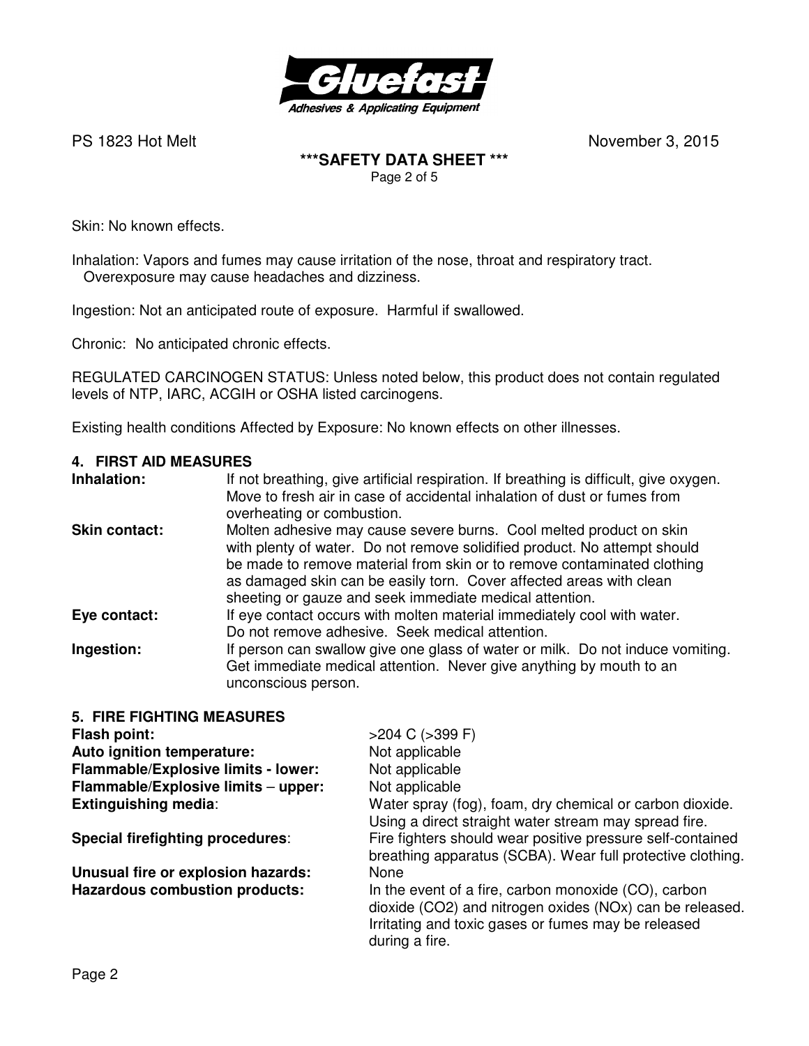Skin: No known effects.

Inhalation: Vapors and fumes may cause irritation of the nose, throat and respiratory tract. Overexposure may cause headaches and dizziness.

Ingestion: Not an anticipated route of exposure. Harmful if swallowed.

Chronic: No anticipated chronic effects.

REGULATED CARCINOGEN STATUS: Unless noted below, this product does not contain regulated levels of NTP, IARC, ACGIH or OSHA listed carcinogens.

Existing health conditions Affected by Exposure: No known effects on other illnesses.

## 4. FIRST AID MEASURES

**Inhalation:** If not breathing, give artificial respiration. If breathing is difficult, give oxygen. Move to fresh air in case of accidental inhalation of dust or fumes from overheating or combustion.

**Skin contact:** Molten adhesive may cause severe burns. Cool melted product on skin with plenty of water. Do not remove solidified product. No attempt should be made to remove material from skin or to remove contaminated clothing as damaged skin can be easily torn. Cover affected areas with clean sheeting or gauze and seek immediate medical attention.

**Eye contact:** If eye contact occurs with molten material immediately cool with water. Do not remove adhesive. Seek medical attention.

**Ingestion:** If person can swallow give one glass of water or milk. Do not induce vomiting. Get immediate medical attention. Never give anything by mouth to an unconscious person.

## 5. FIRE FIGHTING MEASURES

**Flash point:** >204 C (>399 F)

**Auto ignition temperature:** Not applicable

**Flammable/Explosive limits - lower:** Not applicable

**Flammable/Explosive limits – upper:** Not applicable

**Extinguishing media**: Water spray (fog), foam, dry chemical or carbon dioxide. Using a direct straight water stream may spread fire.

**Special firefighting procedures**: Fire fighters should wear positive pressure self-contained breathing apparatus (SCBA). Wear full protective clothing.

**Unusual fire or explosion hazards:** None

**Hazardous combustion products:** In the event of a fire, carbon monoxide (CO), carbon dioxide ($CO_2$) and nitrogen oxides ($NO_x$) can be released. Irritating and toxic gases or fumes may be released during a fire.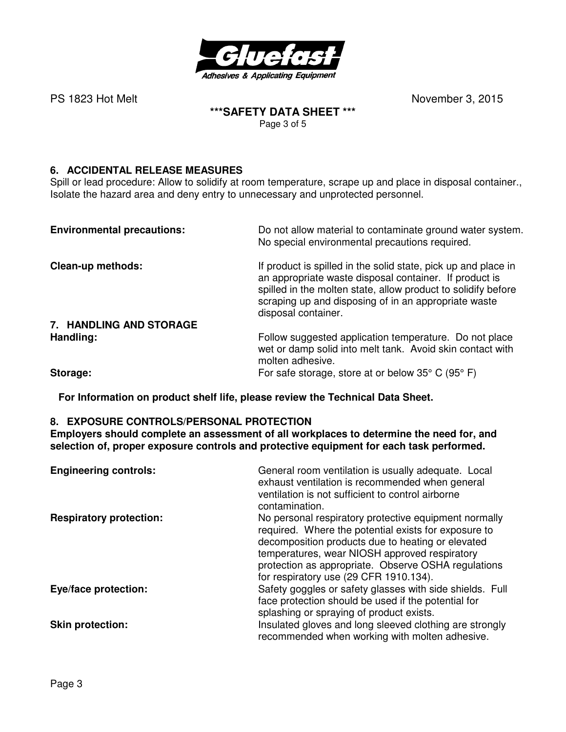## 6. ACCIDENTAL RELEASE MEASURES

Spill or lead procedure: Allow to solidify at room temperature, scrape up and place in disposal container., Isolate the hazard area and deny entry to unnecessary and unprotected personnel.

**Environmental precautions:** Do not allow material to contaminate ground water system. No special environmental precautions required.

**Clean-up methods:** If product is spilled in the solid state, pick up and place in an appropriate waste disposal container. If product is spilled in the molten state, allow product to solidify before scraping up and disposing of in an appropriate waste disposal container.

## 7. HANDLING AND STORAGE

**Handling:** Follow suggested application temperature. Do not place wet or damp solid into melt tank. Avoid skin contact with molten adhesive.

**Storage:** For safe storage, store at or below 35° C (95° F)

**For Information on product shelf life, please review the Technical Data Sheet.**

## 8. EXPOSURE CONTROLS/PERSONAL PROTECTION

**Employers should complete an assessment of all workplaces to determine the need for, and selection of, proper exposure controls and protective equipment for each task performed.**

**Engineering controls:** General room ventilation is usually adequate. Local exhaust ventilation is recommended when general ventilation is not sufficient to control airborne contamination.

**Respiratory protection:** No personal respiratory protective equipment normally required. Where the potential exists for exposure to decomposition products due to heating or elevated temperatures, wear NIOSH approved respiratory protection as appropriate. Observe OSHA regulations for respiratory use (29 CFR 1910.134).

**Eye/face protection:** Safety goggles or safety glasses with side shields. Full face protection should be used if the potential for splashing or spraying of product exists.

**Skin protection:** Insulated gloves and long sleeved clothing are strongly recommended when working with molten adhesive.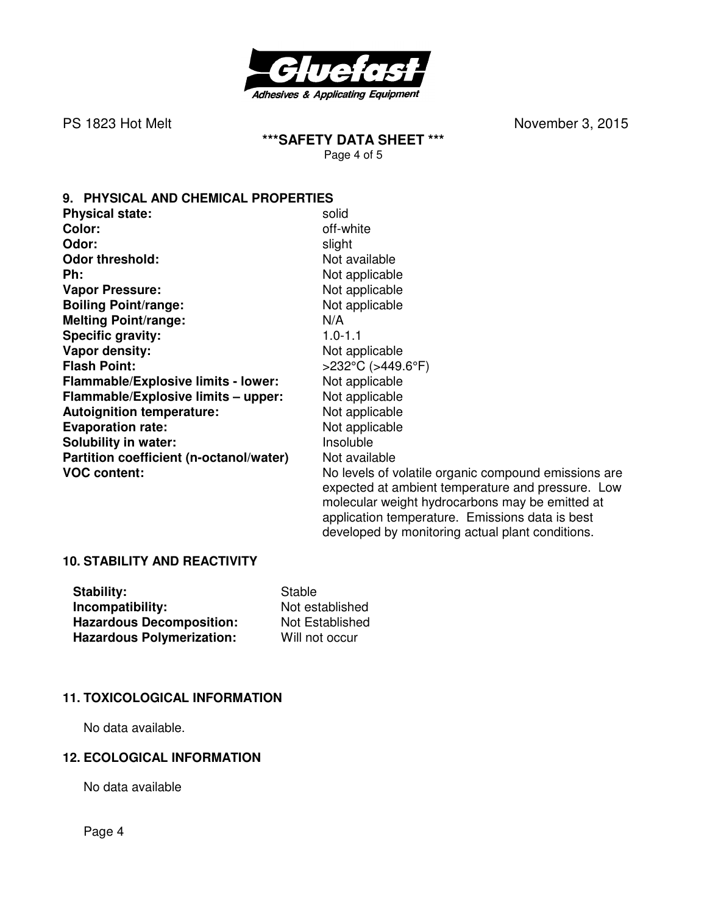## 9. PHYSICAL AND CHEMICAL PROPERTIES

| | |
|---|---|
| **Physical state:** | solid |
| **Color:** | off-white |
| **Odor:** | slight |
| **Odor threshold:** | Not available |
| **Ph:** | Not applicable |
| **Vapor Pressure:** | Not applicable |
| **Boiling Point/range:** | Not applicable |
| **Melting Point/range:** | N/A |
| **Specific gravity:** | 1.0-1.1 |
| **Vapor density:** | Not applicable |
| **Flash Point:** | >232°C (>449.6°F) |
| **Flammable/Explosive limits - lower:** | Not applicable |
| **Flammable/Explosive limits – upper:** | Not applicable |
| **Autoignition temperature:** | Not applicable |
| **Evaporation rate:** | Not applicable |
| **Solubility in water:** | Insoluble |
| **Partition coefficient (n-octanol/water)** | Not available |
| **VOC content:** | No levels of volatile organic compound emissions are expected at ambient temperature and pressure. Low molecular weight hydrocarbons may be emitted at application temperature. Emissions data is best developed by monitoring actual plant conditions. |

## 10. STABILITY AND REACTIVITY

| | |
|---|---|
| **Stability:** | Stable |
| **Incompatibility:** | Not established |
| **Hazardous Decomposition:** | Not Established |
| **Hazardous Polymerization:** | Will not occur |

## 11. TOXICOLOGICAL INFORMATION

No data available.

## 12. ECOLOGICAL INFORMATION

No data available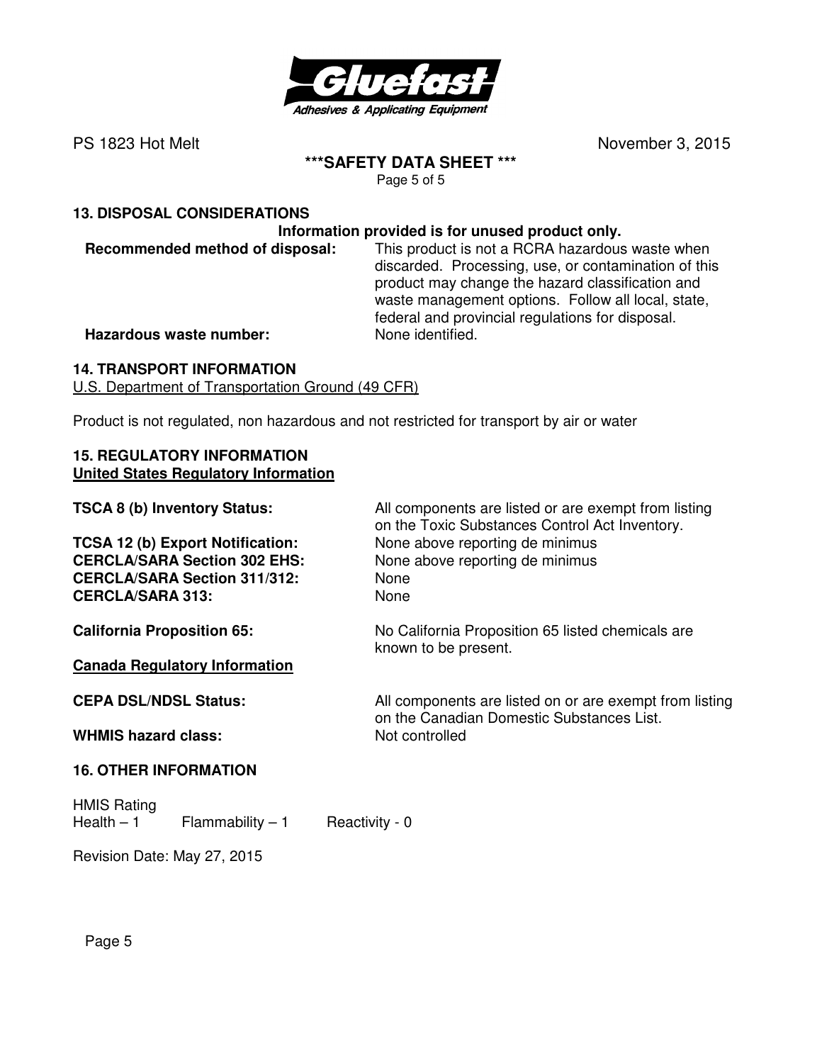## 13. DISPOSAL CONSIDERATIONS

**Information provided is for unused product only.**

| | |
|---|---|
| **Recommended method of disposal:** | This product is not a RCRA hazardous waste when discarded. Processing, use, or contamination of this product may change the hazard classification and waste management options. Follow all local, state, federal and provincial regulations for disposal. |
| **Hazardous waste number:** | None identified. |

## 14. TRANSPORT INFORMATION

U.S. Department of Transportation Ground (49 CFR)

Product is not regulated, non hazardous and not restricted for transport by air or water

## 15. REGULATORY INFORMATION

**United States Regulatory Information**

| | |
|---|---|
| **TSCA 8 (b) Inventory Status:** | All components are listed or are exempt from listing on the Toxic Substances Control Act Inventory. |
| **TCSA 12 (b) Export Notification:** | None above reporting de minimus |
| **CERCLA/SARA Section 302 EHS:** | None above reporting de minimus |
| **CERCLA/SARA Section 311/312:** | None |
| **CERCLA/SARA 313:** | None |
| **California Proposition 65:** | No California Proposition 65 listed chemicals are known to be present. |

**Canada Regulatory Information**

| | |
|---|---|
| **CEPA DSL/NDSL Status:** | All components are listed on or are exempt from listing on the Canadian Domestic Substances List. |
| **WHMIS hazard class:** | Not controlled |

## 16. OTHER INFORMATION

HMIS Rating

Health – 1 Flammability – 1 Reactivity - 0

Revision Date: May 27, 2015